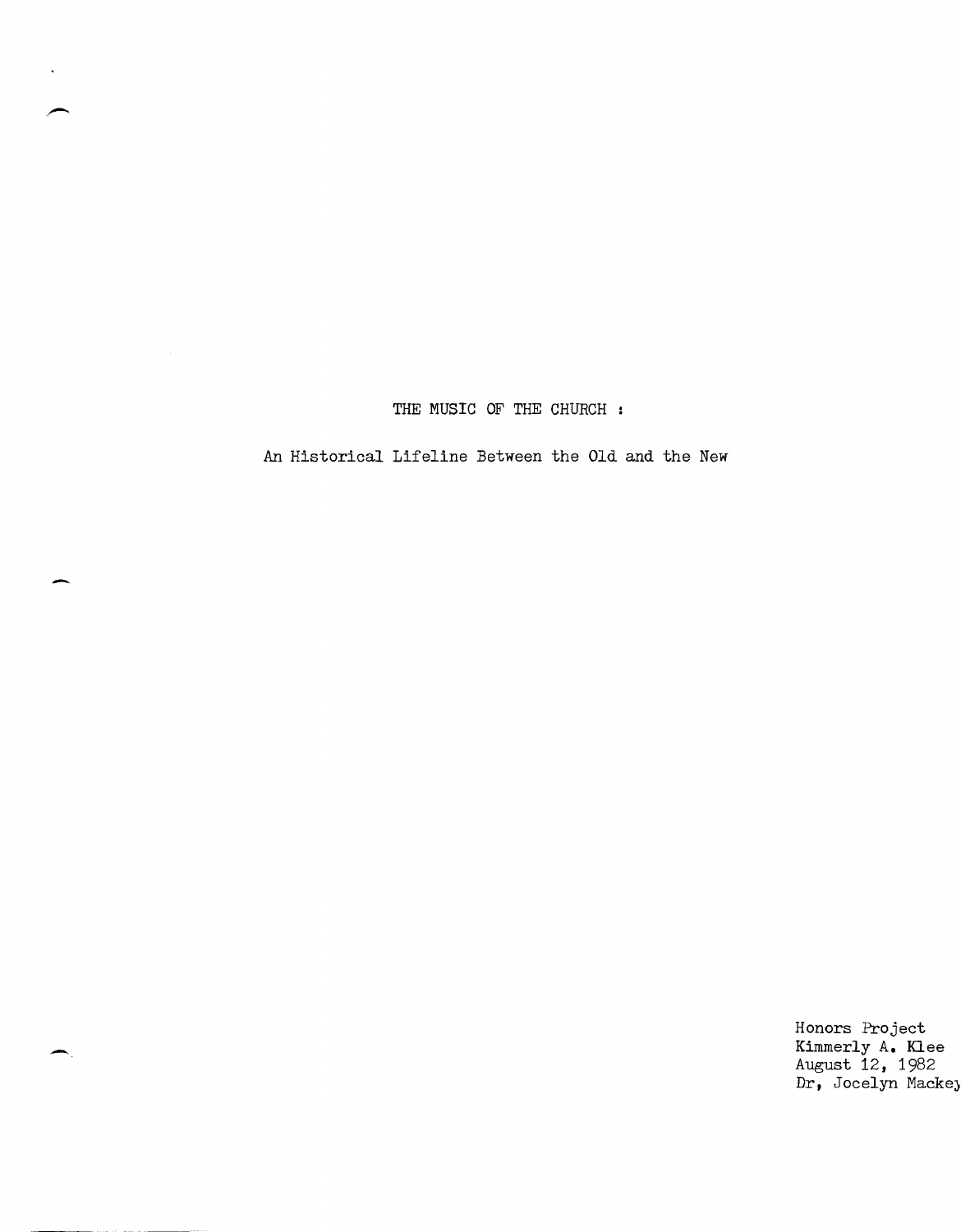# THE MUSIC OF THE CHURCH :

## An Historical Lifeline Between the Old and the New

Honors Project
Kimmerly A. Klee
August 12, 1982
Dr, Jocelyn Mackey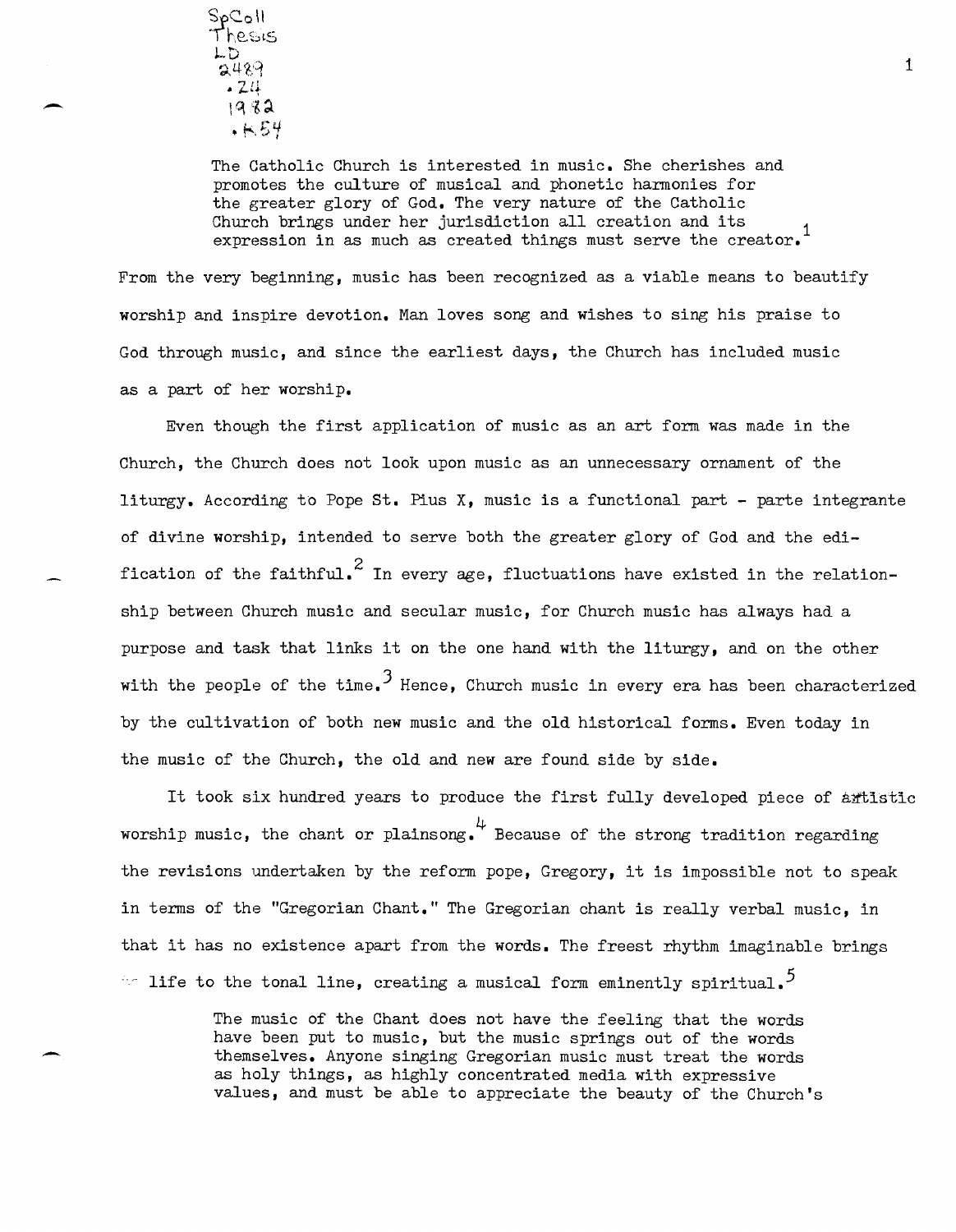SpColl Thesis LD 2489 .Z4 1982 .K54

> The Catholic Church is interested in music. She cherishes and promotes the culture of musical and phonetic harmonies for the greater glory of God. The very nature of the Catholic Church brings under her jurisdiction all creation and its expression in as much as created things must serve the creator.[1]

From the very beginning, music has been recognized as a viable means to beautify worship and inspire devotion. Man loves song and wishes to sing his praise to God through music, and since the earliest days, the Church has included music as a part of her worship.

Even though the first application of music as an art form was made in the Church, the Church does not look upon music as an unnecessary ornament of the liturgy. According to Pope St. Pius X, music is a functional part - parte integrante of divine worship, intended to serve both the greater glory of God and the edification of the faithful.[2] In every age, fluctuations have existed in the relationship between Church music and secular music, for Church music has always had a purpose and task that links it on the one hand with the liturgy, and on the other with the people of the time.[3] Hence, Church music in every era has been characterized by the cultivation of both new music and the old historical forms. Even today in the music of the Church, the old and new are found side by side.

It took six hundred years to produce the first fully developed piece of artistic worship music, the chant or plainsong.[4] Because of the strong tradition regarding the revisions undertaken by the reform pope, Gregory, it is impossible not to speak in terms of the "Gregorian Chant." The Gregorian chant is really verbal music, in that it has no existence apart from the words. The freest rhythm imaginable brings life to the tonal line, creating a musical form eminently spiritual.[5]

> The music of the Chant does not have the feeling that the words have been put to music, but the music springs out of the words themselves. Anyone singing Gregorian music must treat the words as holy things, as highly concentrated media with expressive values, and must be able to appreciate the beauty of the Church's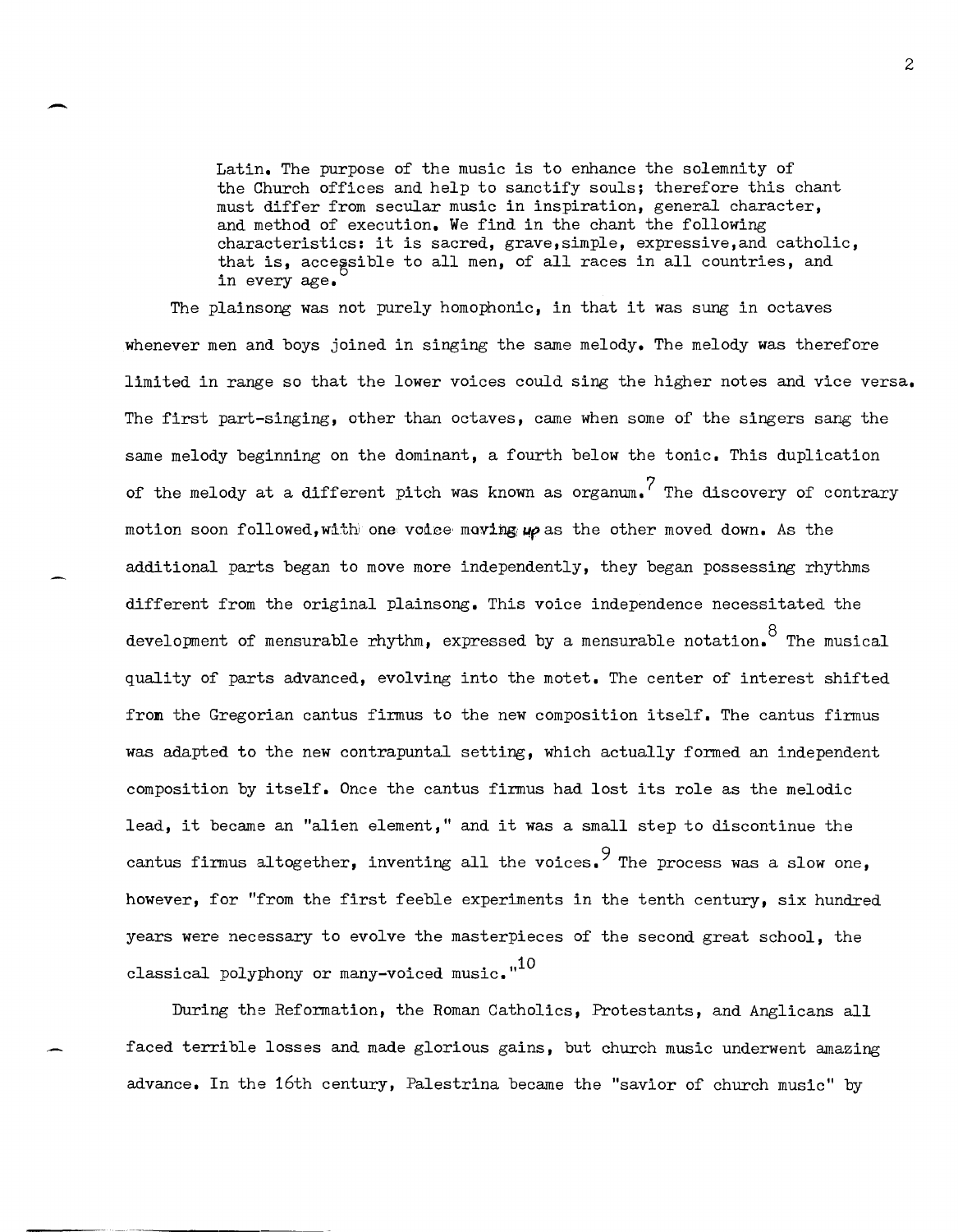> Latin. The purpose of the music is to enhance the solemnity of the Church offices and help to sanctify souls; therefore this chant must differ from secular music in inspiration, general character, and method of execution. We find in the chant the following characteristics: it is sacred, grave, simple, expressive, and catholic, that is, accessible to all men, of all races in all countries, and in every age.[6]

The plainsong was not purely homophonic, in that it was sung in octaves whenever men and boys joined in singing the same melody. The melody was therefore limited in range so that the lower voices could sing the higher notes and vice versa. The first part-singing, other than octaves, came when some of the singers sang the same melody beginning on the dominant, a fourth below the tonic. This duplication of the melody at a different pitch was known as organum.[7] The discovery of contrary motion soon followed, with one voice moving up as the other moved down. As the additional parts began to move more independently, they began possessing rhythms different from the original plainsong. This voice independence necessitated the development of mensurable rhythm, expressed by a mensurable notation.[8] The musical quality of parts advanced, evolving into the motet. The center of interest shifted from the Gregorian cantus firmus to the new composition itself. The cantus firmus was adapted to the new contrapuntal setting, which actually formed an independent composition by itself. Once the cantus firmus had lost its role as the melodic lead, it became an "alien element," and it was a small step to discontinue the cantus firmus altogether, inventing all the voices.[9] The process was a slow one, however, for "from the first feeble experiments in the tenth century, six hundred years were necessary to evolve the masterpieces of the second great school, the classical polyphony or many-voiced music."[10]

During the Reformation, the Roman Catholics, Protestants, and Anglicans all faced terrible losses and made glorious gains, but church music underwent amazing advance. In the 16th century, Palestrina became the "savior of church music" by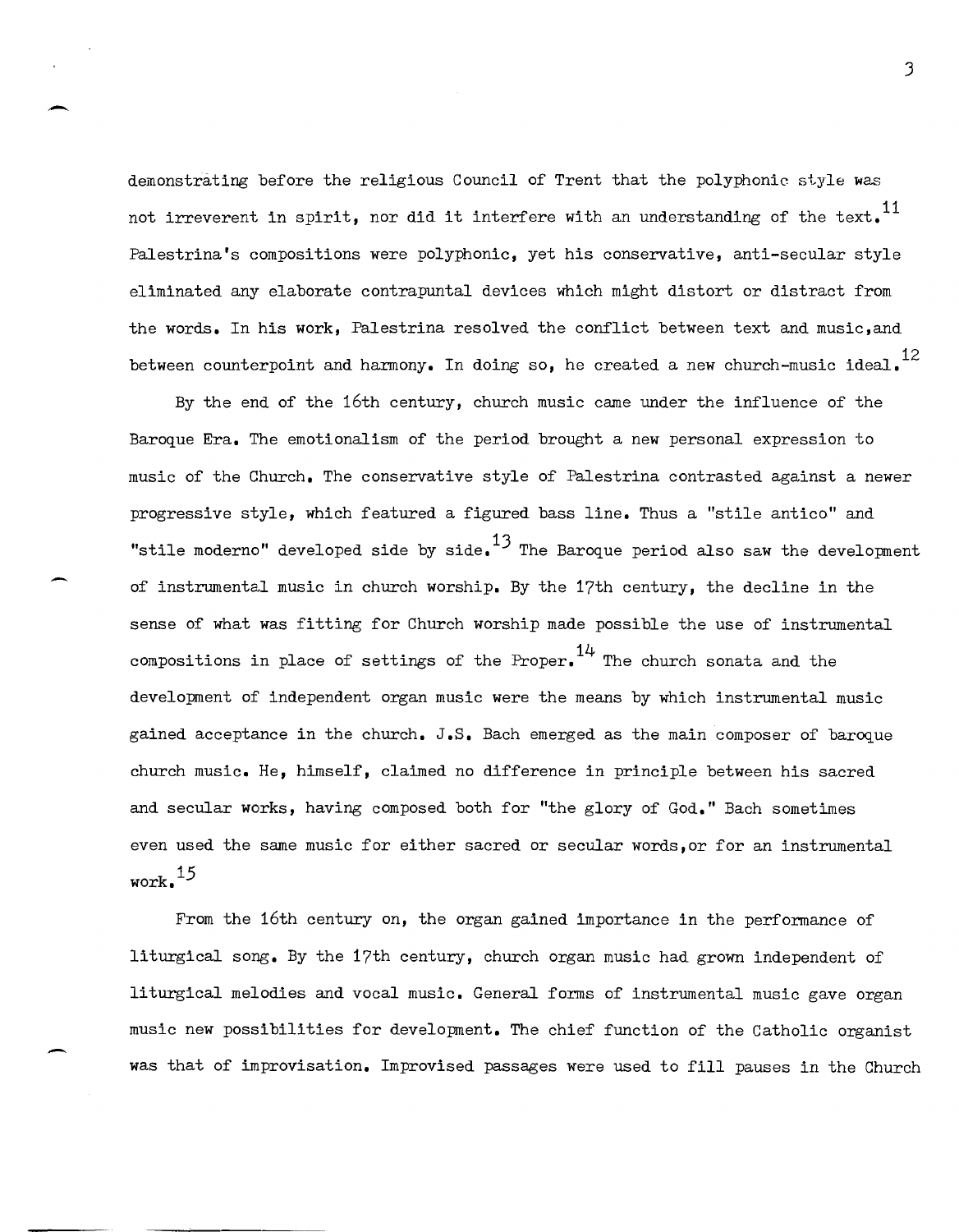demonstrating before the religious Council of Trent that the polyphonic style was not irreverent in spirit, nor did it interfere with an understanding of the text.[11] Palestrina's compositions were polyphonic, yet his conservative, anti-secular style eliminated any elaborate contrapuntal devices which might distort or distract from the words. In his work, Palestrina resolved the conflict between text and music,and between counterpoint and harmony. In doing so, he created a new church-music ideal.[12]

By the end of the 16th century, church music came under the influence of the Baroque Era. The emotionalism of the period brought a new personal expression to music of the Church. The conservative style of Palestrina contrasted against a newer progressive style, which featured a figured bass line. Thus a "stile antico" and "stile moderno" developed side by side.[13] The Baroque period also saw the development of instrumental music in church worship. By the 17th century, the decline in the sense of what was fitting for Church worship made possible the use of instrumental compositions in place of settings of the Proper.[14] The church sonata and the development of independent organ music were the means by which instrumental music gained acceptance in the church. J.S. Bach emerged as the main composer of baroque church music. He, himself, claimed no difference in principle between his sacred and secular works, having composed both for "the glory of God." Bach sometimes even used the same music for either sacred or secular words,or for an instrumental work.[15]

From the 16th century on, the organ gained importance in the performance of liturgical song. By the 17th century, church organ music had grown independent of liturgical melodies and vocal music. General forms of instrumental music gave organ music new possibilities for development. The chief function of the Catholic organist was that of improvisation. Improvised passages were used to fill pauses in the Church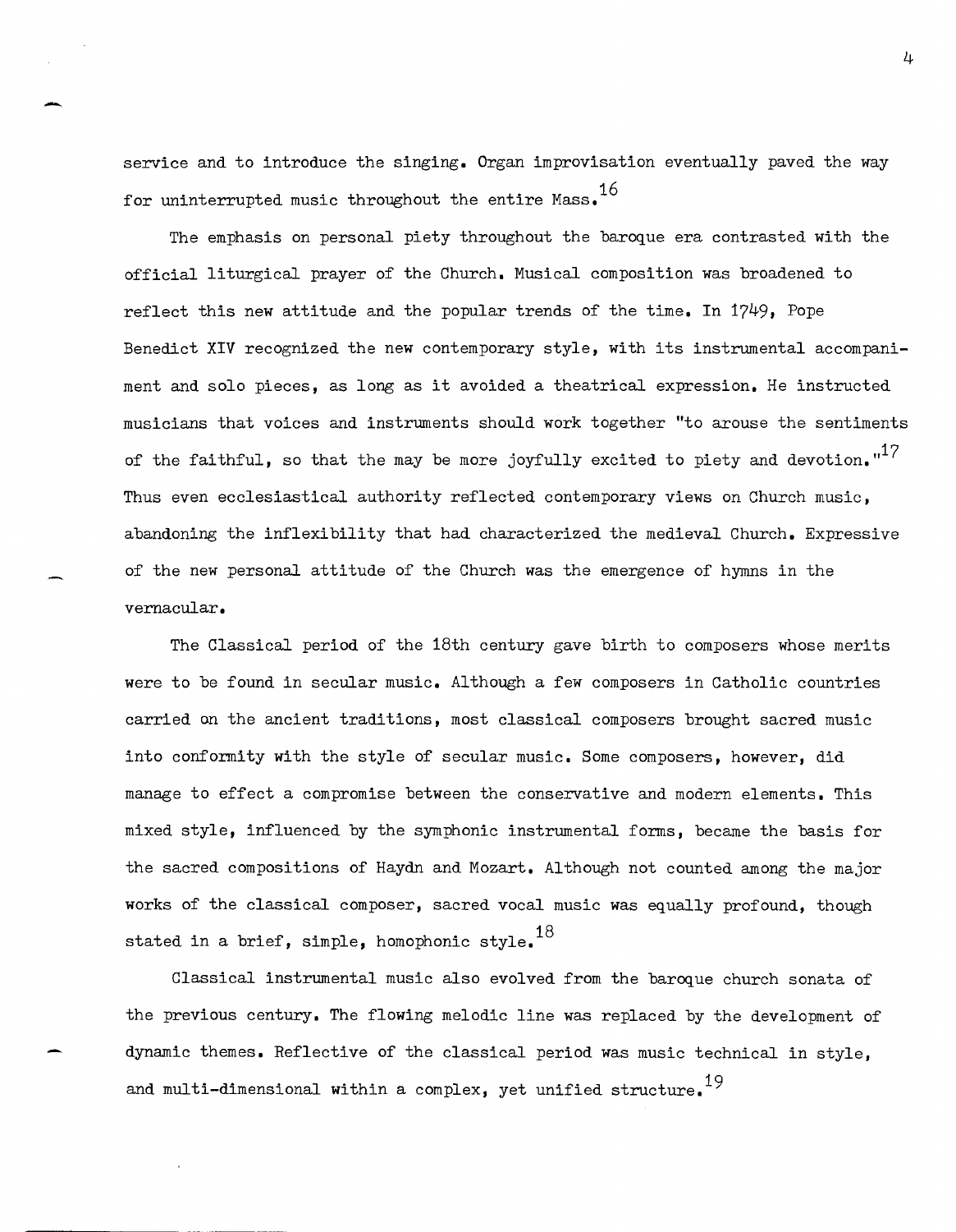service and to introduce the singing. Organ improvisation eventually paved the way for uninterrupted music throughout the entire Mass.[16]

The emphasis on personal piety throughout the baroque era contrasted with the official liturgical prayer of the Church. Musical composition was broadened to reflect this new attitude and the popular trends of the time. In 1749, Pope Benedict XIV recognized the new contemporary style, with its instrumental accompaniment and solo pieces, as long as it avoided a theatrical expression. He instructed musicians that voices and instruments should work together "to arouse the sentiments of the faithful, so that the may be more joyfully excited to piety and devotion."[17] Thus even ecclesiastical authority reflected contemporary views on Church music, abandoning the inflexibility that had characterized the medieval Church. Expressive of the new personal attitude of the Church was the emergence of hymns in the vernacular.

The Classical period of the 18th century gave birth to composers whose merits were to be found in secular music. Although a few composers in Catholic countries carried on the ancient traditions, most classical composers brought sacred music into conformity with the style of secular music. Some composers, however, did manage to effect a compromise between the conservative and modern elements. This mixed style, influenced by the symphonic instrumental forms, became the basis for the sacred compositions of Haydn and Mozart. Although not counted among the major works of the classical composer, sacred vocal music was equally profound, though stated in a brief, simple, homophonic style.[18]

Classical instrumental music also evolved from the baroque church sonata of the previous century. The flowing melodic line was replaced by the development of dynamic themes. Reflective of the classical period was music technical in style, and multi-dimensional within a complex, yet unified structure.[19]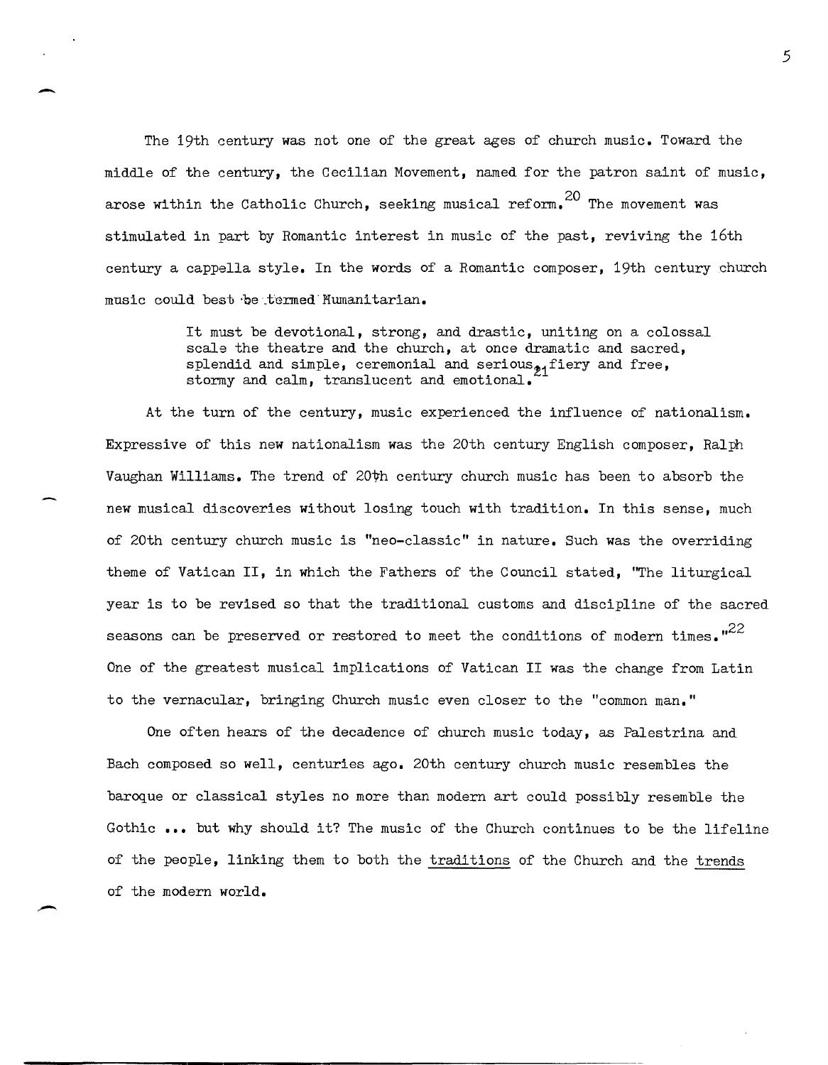The 19th century was not one of the great ages of church music. Toward the middle of the century, the Cecilian Movement, named for the patron saint of music, arose within the Catholic Church, seeking musical reform.[20] The movement was stimulated in part by Romantic interest in music of the past, reviving the 16th century a cappella style. In the words of a Romantic composer, 19th century church music could best be termed Humanitarian.

> It must be devotional, strong, and drastic, uniting on a colossal scale the theatre and the church, at once dramatic and sacred, splendid and simple, ceremonial and serious, fiery and free, stormy and calm, translucent and emotional.[21]

At the turn of the century, music experienced the influence of nationalism. Expressive of this new nationalism was the 20th century English composer, Ralph Vaughan Williams. The trend of 20th century church music has been to absorb the new musical discoveries without losing touch with tradition. In this sense, much of 20th century church music is "neo-classic" in nature. Such was the overriding theme of Vatican II, in which the Fathers of the Council stated, "The liturgical year is to be revised so that the traditional customs and discipline of the sacred seasons can be preserved or restored to meet the conditions of modern times."[22] One of the greatest musical implications of Vatican II was the change from Latin to the vernacular, bringing Church music even closer to the "common man."

One often hears of the decadence of church music today, as Palestrina and Bach composed so well, centuries ago. 20th century church music resembles the baroque or classical styles no more than modern art could possibly resemble the Gothic ... but why should it? The music of the Church continues to be the lifeline of the people, linking them to both the <u>traditions</u> of the Church and the <u>trends</u> of the modern world.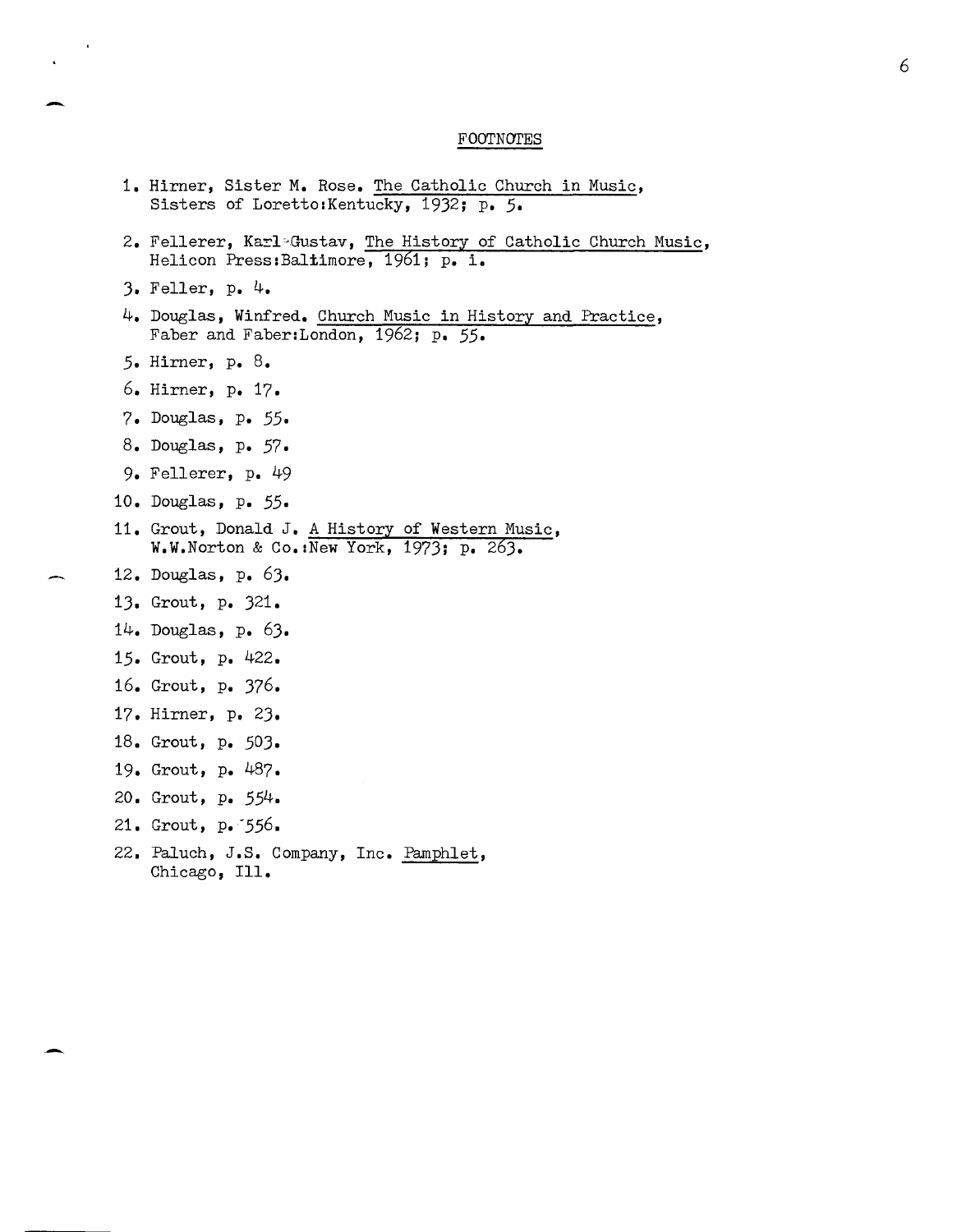## FOOTNOTES

1. Hirner, Sister M. Rose. The Catholic Church in Music, Sisters of Loretto:Kentucky, 1932; p. 5.
2. Fellerer, Karl-Gustav, The History of Catholic Church Music, Helicon Press:Baltimore, 1961; p. i.
3. Feller, p. 4.
4. Douglas, Winfred. Church Music in History and Practice, Faber and Faber:London, 1962; p. 55.
5. Hirner, p. 8.
6. Hirner, p. 17.
7. Douglas, p. 55.
8. Douglas, p. 57.
9. Fellerer, p. 49
10. Douglas, p. 55.
11. Grout, Donald J. A History of Western Music, W.W.Norton & Co.:New York, 1973; p. 263.
12. Douglas, p. 63.
13. Grout, p. 321.
14. Douglas, p. 63.
15. Grout, p. 422.
16. Grout, p. 376.
17. Hirner, p. 23.
18. Grout, p. 503.
19. Grout, p. 487.
20. Grout, p. 554.
21. Grout, p. 556.
22. Paluch, J.S. Company, Inc. Pamphlet, Chicago, Ill.